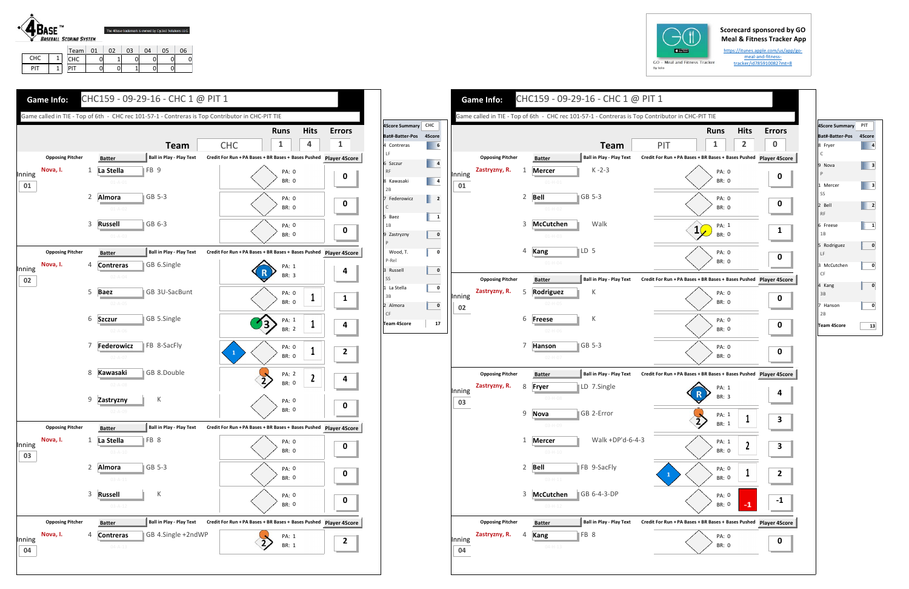**4BASE™ BASEBALL SCORING SYSTEM**

The 4Base trademark is owned by Cycled Solutions LLC

| | |
|---|---|
| CHC | 1 |
| PIT | 1 |

| Team | 01 | 02 | 03 | 04 | 05 | 06 |
|---|---|---|---|---|---|---|
| CHC | 0 | 1 | 0 | 0 | 0 | 0 |
| PIT | 0 | 0 | 1 | 0 | 0 | |

Scorecard sponsored by GO Meal & Fitness Tracker App

GO - Meal and Fitness Tracker By Iolo

https://itunes.apple.com/us/app/go-meal-and-fitness-tracker/id785910082?mt=8

## Game Info: CHC159 - 09-29-16 - CHC 1 @ PIT 1

Game called in TIE - Top of 6th - CHC rec 101-57-1 - Contreras is Top Contributor in CHC-PIT TIE

| Team | Runs | Hits | Errors |
|---|---|---|---|
| CHC | 1 | 4 | 1 |

| Inning | Opposing Pitcher | # | Batter | Ball in Play - Play Text | PA | BR | Bases Pushed | Player 4Score |
|---|---|---|---|---|---|---|---|---|
| 01 | Nova, I. | 1 | La Stella | FB 9 | 0 | 0 | | 0 |
| | | 2 | Almora | GB 5-3 | 0 | 0 | | 0 |
| | | 3 | Russell | GB 6-3 | 0 | 0 | | 0 |
| 02 | Nova, I. | 4 | Contreras | GB 6.Single | 1 | 3 | | 4 |
| | | 5 | Baez | GB 3U-SacBunt | 0 | 0 | 1 | 1 |
| | | 6 | Szczur | GB 5.Single | 1 | 2 | 1 | 4 |
| | | 7 | Federowicz | FB 8-SacFly | 0 | 0 | 1 | 2 |
| | | 8 | Kawasaki | GB 8.Double | 2 | 0 | 2 | 4 |
| | | 9 | Zastryzny | K | 0 | 0 | | 0 |
| 03 | Nova, I. | 1 | La Stella | FB 8 | 0 | 0 | | 0 |
| | | 2 | Almora | GB 5-3 | 0 | 0 | | 0 |
| | | 3 | Russell | K | 0 | 0 | | 0 |
| 04 | Nova, I. | 4 | Contreras | GB 4.Single +2ndWP | 1 | 1 | | 2 |

| 4Score Summary CHC | |
|---|---|
| Bat#-Batter-Pos | 4Score |
| 4 Contreras LF | 6 |
| 6 Szczur RF | 4 |
| 8 Kawasaki 2B | 4 |
| 7 Federowicz C | 2 |
| 5 Baez 1B | 1 |
| 9 Zastryzny P | 0 |
| Wood, T. P-Rel | 0 |
| 3 Russell SS | 0 |
| 1 La Stella 3B | 0 |
| 2 Almora CF | 0 |
| Team 4Score | 17 |

## Game Info: CHC159 - 09-29-16 - CHC 1 @ PIT 1

Game called in TIE - Top of 6th - CHC rec 101-57-1 - Contreras is Top Contributor in CHC-PIT TIE

| Team | Runs | Hits | Errors |
|---|---|---|---|
| PIT | 1 | 2 | 0 |

| Inning | Opposing Pitcher | # | Batter | Ball in Play - Play Text | PA | BR | Bases Pushed | Player 4Score |
|---|---|---|---|---|---|---|---|---|
| 01 | Zastryzny, R. | 1 | Mercer | K -2-3 | 0 | 0 | | 0 |
| | | 2 | Bell | GB 5-3 | 0 | 0 | | 0 |
| | | 3 | McCutchen | Walk | 1 | 0 | | 1 |
| | | 4 | Kang | LD 5 | 0 | 0 | | 0 |
| 02 | Zastryzny, R. | 5 | Rodriguez | K | 0 | 0 | | 0 |
| | | 6 | Freese | K | 0 | 0 | | 0 |
| | | 7 | Hanson | GB 5-3 | 0 | 0 | | 0 |
| 03 | Zastryzny, R. | 8 | Fryer | LD 7.Single | 1 | 3 | | 4 |
| | | 9 | Nova | GB 2-Error | 1 | 1 | 1 | 3 |
| | | 1 | Mercer | Walk +DP'd-6-4-3 | 1 | 0 | 2 | 3 |
| | | 2 | Bell | FB 9-SacFly | 0 | 0 | 1 | 2 |
| | | 3 | McCutchen | GB 6-4-3-DP | 0 | 0 | -1 | -1 |
| 04 | Zastryzny, R. | 4 | Kang | FB 8 | 0 | 0 | | 0 |

| 4Score Summary PIT | |
|---|---|
| Bat#-Batter-Pos | 4Score |
| 8 Fryer C | 4 |
| 9 Nova P | 3 |
| 1 Mercer SS | 3 |
| 2 Bell RF | 2 |
| 6 Freese 1B | 1 |
| 5 Rodriguez LF | 0 |
| 3 McCutchen CF | 0 |
| 4 Kang 3B | 0 |
| 7 Hanson 2B | 0 |
| Team 4Score | 13 |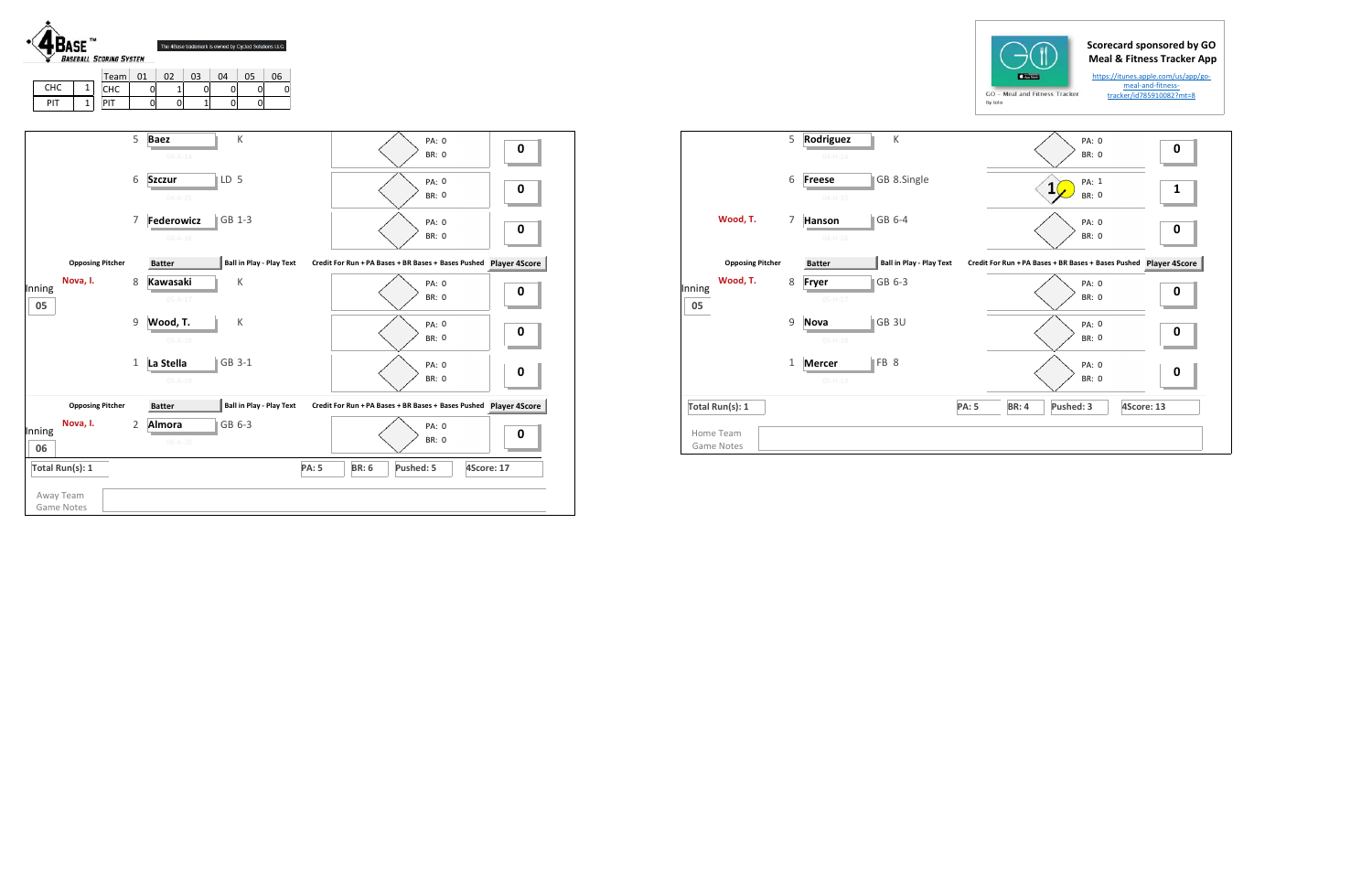4BASE™ BASEBALL SCORING SYSTEM

The 4Base trademark is owned by Cycled Solutions LLC

| | | Team | 01 | 02 | 03 | 04 | 05 | 06 |
|---|---|---|---|---|---|---|---|---|
| CHC | 1 | CHC | 0 | 1 | 0 | 0 | 0 | 0 |
| PIT | 1 | PIT | 0 | 0 | 1 | 0 | 0 | |

Scorecard sponsored by GO Meal & Fitness Tracker App

https://itunes.apple.com/us/app/go-meal-and-fitness-tracker/id785910082?mt=8

GO - Meal and Fitness Tracker By Iolo

## Away Team

| Inning | Opposing Pitcher | # | Batter | Ball in Play - Play Text | Credit For Run + PA Bases + BR Bases + Bases Pushed | Player 4Score |
|---|---|---|---|---|---|---|
| | | 5 | Baez (04-A-14) | K | PA: 0 BR: 0 | 0 |
| | | 6 | Szczur (04-A-15) | LD 5 | PA: 0 BR: 0 | 0 |
| | | 7 | Federowicz (04-A-16) | GB 1-3 | PA: 0 BR: 0 | 0 |
| 05 | Nova, I. | 8 | Kawasaki (05-A-17) | K | PA: 0 BR: 0 | 0 |
| | | 9 | Wood, T. (05-A-18) | K | PA: 0 BR: 0 | 0 |
| | | 1 | La Stella (05-A-19) | GB 3-1 | PA: 0 BR: 0 | 0 |
| 06 | Nova, I. | 2 | Almora (06-A-20) | GB 6-3 | PA: 0 BR: 0 | 0 |

Total Run(s): 1 | PA: 5 | BR: 6 | Pushed: 5 | 4Score: 17

Away Team Game Notes

## Home Team

| Inning | Opposing Pitcher | # | Batter | Ball in Play - Play Text | Credit For Run + PA Bases + BR Bases + Bases Pushed | Player 4Score |
|---|---|---|---|---|---|---|
| | | 5 | Rodriguez (04-H-11) | K | PA: 0 BR: 0 | 0 |
| | | 6 | Freese (04-H-12) | GB 8.Single | 1 PA: 1 BR: 0 | 1 |
| | Wood, T. | 7 | Hanson (04-H-13) | GB 6-4 | PA: 0 BR: 0 | 0 |
| 05 | Wood, T. | 8 | Fryer (05-H-14) | GB 6-3 | PA: 0 BR: 0 | 0 |
| | | 9 | Nova (05-H-15) | GB 3U | PA: 0 BR: 0 | 0 |
| | | 1 | Mercer (05-H-16) | FB 8 | PA: 0 BR: 0 | 0 |

Total Run(s): 1 | PA: 5 | BR: 4 | Pushed: 3 | 4Score: 13

Home Team Game Notes